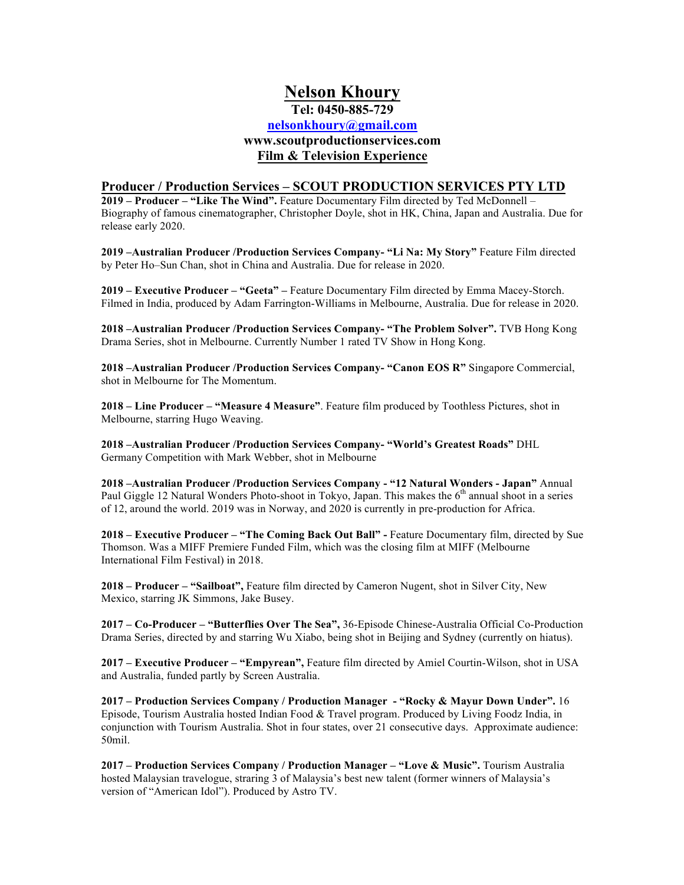# Nelson Khoury

**Tel: 0450-885-729**

**nelsonkhoury@gmail.com**

**www.scoutproductionservices.com**

**Film & Television Experience**

## Producer / Production Services – SCOUT PRODUCTION SERVICES PTY LTD

**2019 – Producer – "Like The Wind".** Feature Documentary Film directed by Ted McDonnell – Biography of famous cinematographer, Christopher Doyle, shot in HK, China, Japan and Australia. Due for release early 2020.

**2019 –Australian Producer /Production Services Company- "Li Na: My Story"** Feature Film directed by Peter Ho–Sun Chan, shot in China and Australia. Due for release in 2020.

**2019 – Executive Producer – "Geeta" –** Feature Documentary Film directed by Emma Macey-Storch. Filmed in India, produced by Adam Farrington-Williams in Melbourne, Australia. Due for release in 2020.

**2018 –Australian Producer /Production Services Company- "The Problem Solver".** TVB Hong Kong Drama Series, shot in Melbourne. Currently Number 1 rated TV Show in Hong Kong.

**2018 –Australian Producer /Production Services Company- "Canon EOS R"** Singapore Commercial, shot in Melbourne for The Momentum.

**2018 – Line Producer – "Measure 4 Measure"**. Feature film produced by Toothless Pictures, shot in Melbourne, starring Hugo Weaving.

**2018 –Australian Producer /Production Services Company- "World's Greatest Roads"** DHL Germany Competition with Mark Webber, shot in Melbourne

**2018 –Australian Producer /Production Services Company - "12 Natural Wonders - Japan"** Annual Paul Giggle 12 Natural Wonders Photo-shoot in Tokyo, Japan. This makes the 6th annual shoot in a series of 12, around the world. 2019 was in Norway, and 2020 is currently in pre-production for Africa.

**2018 – Executive Producer – "The Coming Back Out Ball" -** Feature Documentary film, directed by Sue Thomson. Was a MIFF Premiere Funded Film, which was the closing film at MIFF (Melbourne International Film Festival) in 2018.

**2018 – Producer – "Sailboat",** Feature film directed by Cameron Nugent, shot in Silver City, New Mexico, starring JK Simmons, Jake Busey.

**2017 – Co-Producer – "Butterflies Over The Sea",** 36-Episode Chinese-Australia Official Co-Production Drama Series, directed by and starring Wu Xiabo, being shot in Beijing and Sydney (currently on hiatus).

**2017 – Executive Producer – "Empyrean",** Feature film directed by Amiel Courtin-Wilson, shot in USA and Australia, funded partly by Screen Australia.

**2017 – Production Services Company / Production Manager - "Rocky & Mayur Down Under".** 16 Episode, Tourism Australia hosted Indian Food & Travel program. Produced by Living Foodz India, in conjunction with Tourism Australia. Shot in four states, over 21 consecutive days. Approximate audience: 50mil.

**2017 – Production Services Company / Production Manager – "Love & Music".** Tourism Australia hosted Malaysian travelogue, straring 3 of Malaysia's best new talent (former winners of Malaysia's version of "American Idol"). Produced by Astro TV.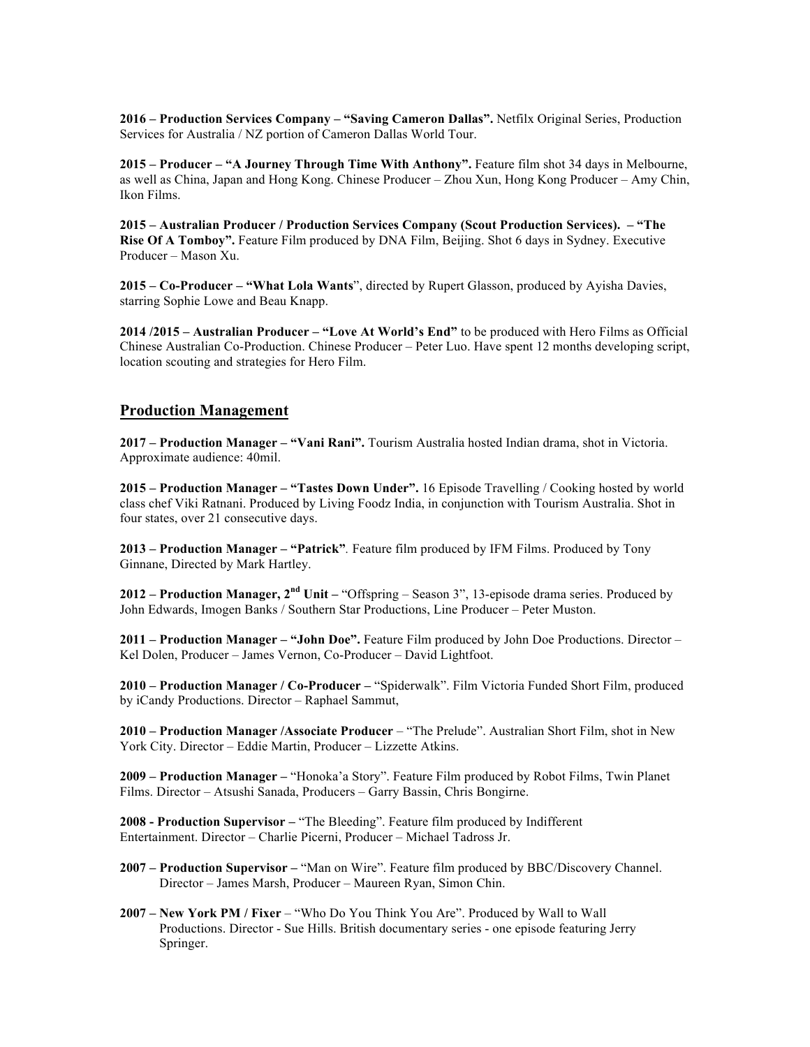**2016 – Production Services Company – "Saving Cameron Dallas".** Netfilx Original Series, Production Services for Australia / NZ portion of Cameron Dallas World Tour.

**2015 – Producer – "A Journey Through Time With Anthony".** Feature film shot 34 days in Melbourne, as well as China, Japan and Hong Kong. Chinese Producer – Zhou Xun, Hong Kong Producer – Amy Chin, Ikon Films.

**2015 – Australian Producer / Production Services Company (Scout Production Services). – "The Rise Of A Tomboy".** Feature Film produced by DNA Film, Beijing. Shot 6 days in Sydney. Executive Producer – Mason Xu.

**2015 – Co-Producer – "What Lola Wants**", directed by Rupert Glasson, produced by Ayisha Davies, starring Sophie Lowe and Beau Knapp.

**2014 /2015 – Australian Producer – "Love At World's End"** to be produced with Hero Films as Official Chinese Australian Co-Production. Chinese Producer – Peter Luo. Have spent 12 months developing script, location scouting and strategies for Hero Film.

## Production Management

**2017 – Production Manager – "Vani Rani".** Tourism Australia hosted Indian drama, shot in Victoria. Approximate audience: 40mil.

**2015 – Production Manager – "Tastes Down Under".** 16 Episode Travelling / Cooking hosted by world class chef Viki Ratnani. Produced by Living Foodz India, in conjunction with Tourism Australia. Shot in four states, over 21 consecutive days.

**2013 – Production Manager – "Patrick"**. Feature film produced by IFM Films. Produced by Tony Ginnane, Directed by Mark Hartley.

**2012 – Production Manager, 2nd Unit –** "Offspring – Season 3", 13-episode drama series. Produced by John Edwards, Imogen Banks / Southern Star Productions, Line Producer – Peter Muston.

**2011 – Production Manager – "John Doe".** Feature Film produced by John Doe Productions. Director – Kel Dolen, Producer – James Vernon, Co-Producer – David Lightfoot.

**2010 – Production Manager / Co-Producer –** "Spiderwalk". Film Victoria Funded Short Film, produced by iCandy Productions. Director – Raphael Sammut,

**2010 – Production Manager /Associate Producer** – "The Prelude". Australian Short Film, shot in New York City. Director – Eddie Martin, Producer – Lizzette Atkins.

**2009 – Production Manager –** "Honoka'a Story". Feature Film produced by Robot Films, Twin Planet Films. Director – Atsushi Sanada, Producers – Garry Bassin, Chris Bongirne.

**2008 - Production Supervisor –** "The Bleeding". Feature film produced by Indifferent Entertainment. Director – Charlie Picerni, Producer – Michael Tadross Jr.

**2007 – Production Supervisor –** "Man on Wire". Feature film produced by BBC/Discovery Channel. Director – James Marsh, Producer – Maureen Ryan, Simon Chin.

**2007 – New York PM / Fixer** – "Who Do You Think You Are". Produced by Wall to Wall Productions. Director - Sue Hills. British documentary series - one episode featuring Jerry Springer.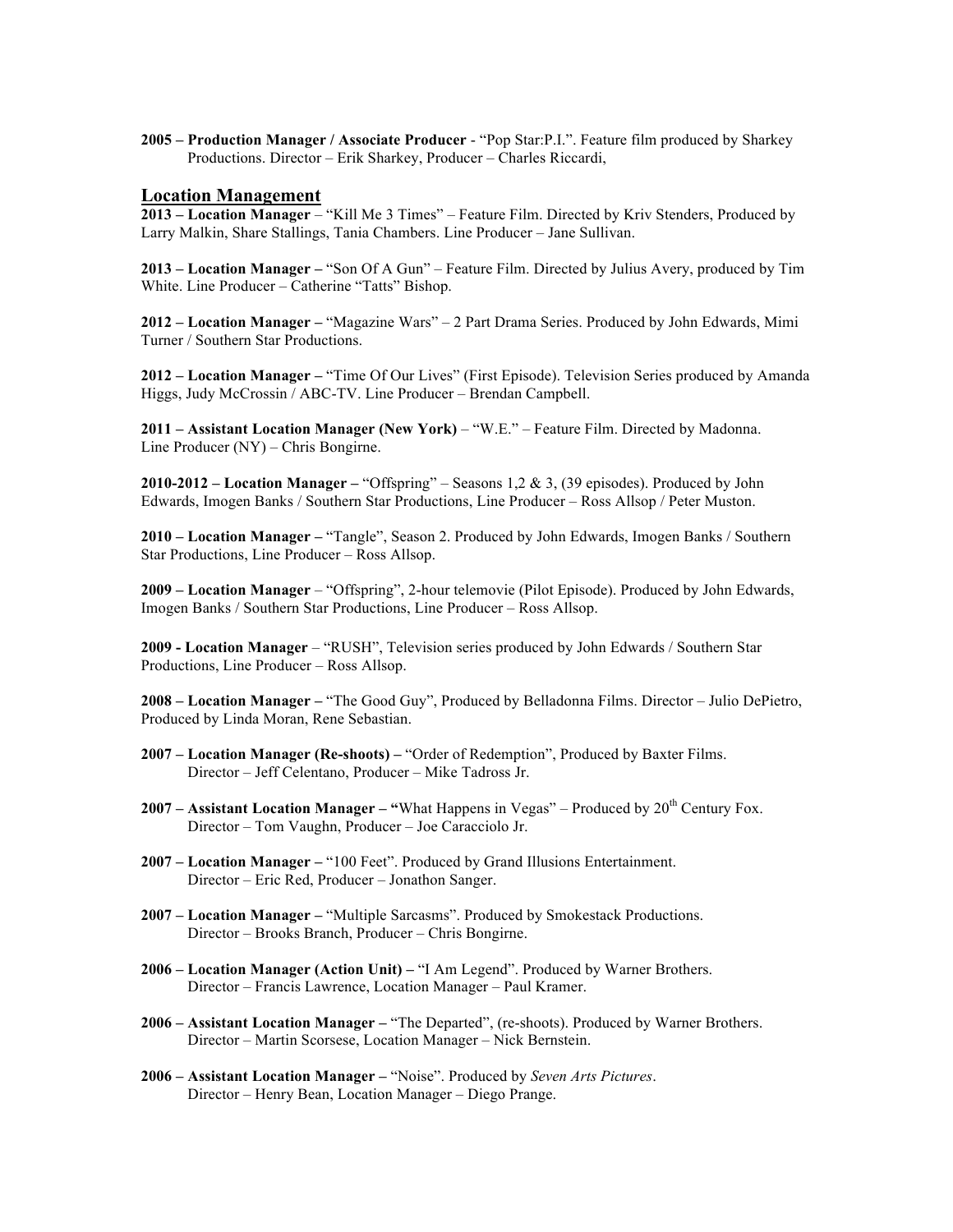**2005 – Production Manager / Associate Producer** - "Pop Star:P.I.". Feature film produced by Sharkey Productions. Director – Erik Sharkey, Producer – Charles Riccardi,

## Location Management

**2013 – Location Manager** – "Kill Me 3 Times" – Feature Film. Directed by Kriv Stenders, Produced by Larry Malkin, Share Stallings, Tania Chambers. Line Producer – Jane Sullivan.

**2013 – Location Manager –** "Son Of A Gun" – Feature Film. Directed by Julius Avery, produced by Tim White. Line Producer – Catherine "Tatts" Bishop.

**2012 – Location Manager –** "Magazine Wars" – 2 Part Drama Series. Produced by John Edwards, Mimi Turner / Southern Star Productions.

**2012 – Location Manager –** "Time Of Our Lives" (First Episode). Television Series produced by Amanda Higgs, Judy McCrossin / ABC-TV. Line Producer – Brendan Campbell.

**2011 – Assistant Location Manager (New York)** – "W.E." – Feature Film. Directed by Madonna. Line Producer (NY) – Chris Bongirne.

**2010-2012 – Location Manager –** "Offspring" – Seasons 1,2 & 3, (39 episodes). Produced by John Edwards, Imogen Banks / Southern Star Productions, Line Producer – Ross Allsop / Peter Muston.

**2010 – Location Manager –** "Tangle", Season 2. Produced by John Edwards, Imogen Banks / Southern Star Productions, Line Producer – Ross Allsop.

**2009 – Location Manager** – "Offspring", 2-hour telemovie (Pilot Episode). Produced by John Edwards, Imogen Banks / Southern Star Productions, Line Producer – Ross Allsop.

**2009 - Location Manager** – "RUSH", Television series produced by John Edwards / Southern Star Productions, Line Producer – Ross Allsop.

**2008 – Location Manager –** "The Good Guy", Produced by Belladonna Films. Director – Julio DePietro, Produced by Linda Moran, Rene Sebastian.

**2007 – Location Manager (Re-shoots) –** "Order of Redemption", Produced by Baxter Films. Director – Jeff Celentano, Producer – Mike Tadross Jr.

**2007 – Assistant Location Manager – "**What Happens in Vegas" – Produced by 20th Century Fox. Director – Tom Vaughn, Producer – Joe Caracciolo Jr.

**2007 – Location Manager –** "100 Feet". Produced by Grand Illusions Entertainment. Director – Eric Red, Producer – Jonathon Sanger.

**2007 – Location Manager –** "Multiple Sarcasms". Produced by Smokestack Productions. Director – Brooks Branch, Producer – Chris Bongirne.

**2006 – Location Manager (Action Unit) –** "I Am Legend". Produced by Warner Brothers. Director – Francis Lawrence, Location Manager – Paul Kramer.

**2006 – Assistant Location Manager –** "The Departed", (re-shoots). Produced by Warner Brothers. Director – Martin Scorsese, Location Manager – Nick Bernstein.

**2006 – Assistant Location Manager –** "Noise". Produced by *Seven Arts Pictures*. Director – Henry Bean, Location Manager – Diego Prange.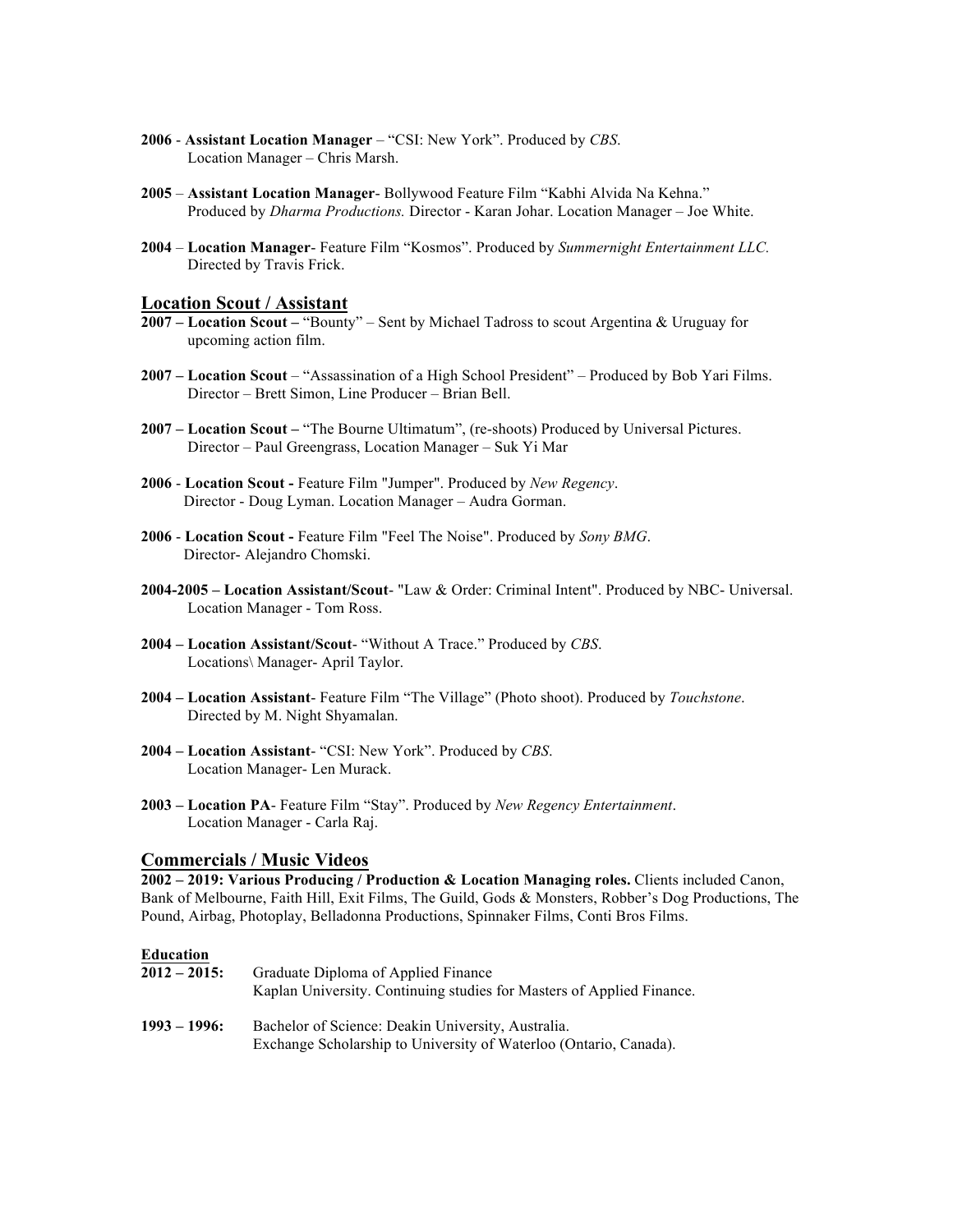**2006** - **Assistant Location Manager** – "CSI: New York". Produced by *CBS*.
Location Manager – Chris Marsh.

**2005** – **Assistant Location Manager**- Bollywood Feature Film "Kabhi Alvida Na Kehna."
Produced by *Dharma Productions.* Director - Karan Johar. Location Manager – Joe White.

**2004** – **Location Manager**- Feature Film "Kosmos". Produced by *Summernight Entertainment LLC.*
Directed by Travis Frick.

## Location Scout / Assistant

**2007 – Location Scout –** "Bounty" – Sent by Michael Tadross to scout Argentina & Uruguay for upcoming action film.

**2007 – Location Scout** – "Assassination of a High School President" – Produced by Bob Yari Films.
Director – Brett Simon, Line Producer – Brian Bell.

**2007 – Location Scout –** "The Bourne Ultimatum", (re-shoots) Produced by Universal Pictures.
Director – Paul Greengrass, Location Manager – Suk Yi Mar

**2006** - **Location Scout -** Feature Film "Jumper". Produced by *New Regency*.
Director - Doug Lyman. Location Manager – Audra Gorman.

**2006** - **Location Scout -** Feature Film "Feel The Noise". Produced by *Sony BMG*.
Director- Alejandro Chomski.

**2004-2005 – Location Assistant/Scout**- "Law & Order: Criminal Intent". Produced by NBC- Universal.
Location Manager - Tom Ross.

**2004 – Location Assistant/Scout**- "Without A Trace." Produced by *CBS*.
Locations\ Manager- April Taylor.

**2004 – Location Assistant**- Feature Film "The Village" (Photo shoot). Produced by *Touchstone*.
Directed by M. Night Shyamalan.

**2004 – Location Assistant**- "CSI: New York". Produced by *CBS*.
Location Manager- Len Murack.

**2003 – Location PA**- Feature Film "Stay". Produced by *New Regency Entertainment*.
Location Manager - Carla Raj.

## Commercials / Music Videos

**2002 – 2019: Various Producing / Production & Location Managing roles.** Clients included Canon, Bank of Melbourne, Faith Hill, Exit Films, The Guild, Gods & Monsters, Robber's Dog Productions, The Pound, Airbag, Photoplay, Belladonna Productions, Spinnaker Films, Conti Bros Films.

### Education

**2012 – 2015:** Graduate Diploma of Applied Finance
Kaplan University. Continuing studies for Masters of Applied Finance.

**1993 – 1996:** Bachelor of Science: Deakin University, Australia.
Exchange Scholarship to University of Waterloo (Ontario, Canada).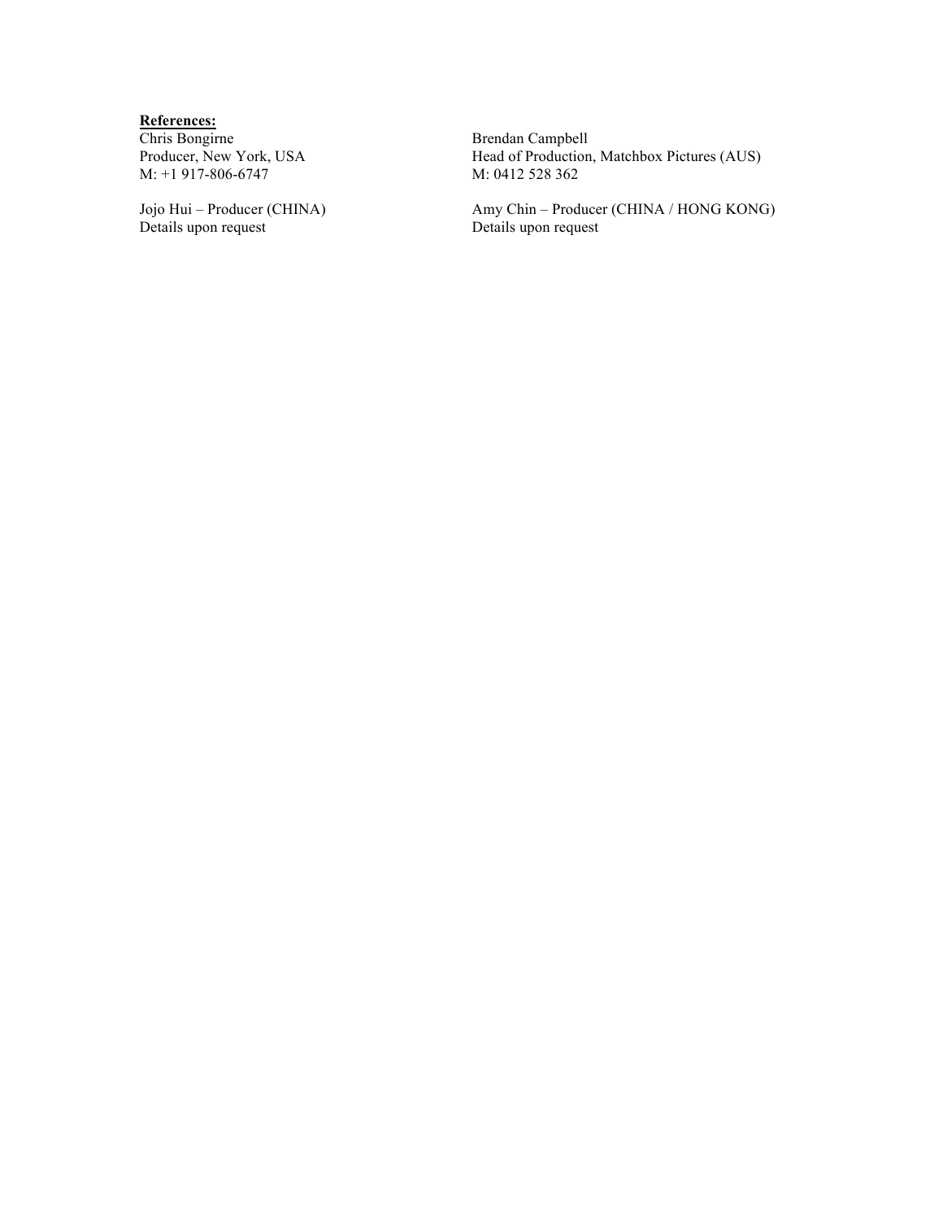**References:**

Chris Bongirne
Producer, New York, USA
M: +1 917-806-6747

Brendan Campbell
Head of Production, Matchbox Pictures (AUS)
M: 0412 528 362

Jojo Hui – Producer (CHINA)
Details upon request

Amy Chin – Producer (CHINA / HONG KONG)
Details upon request